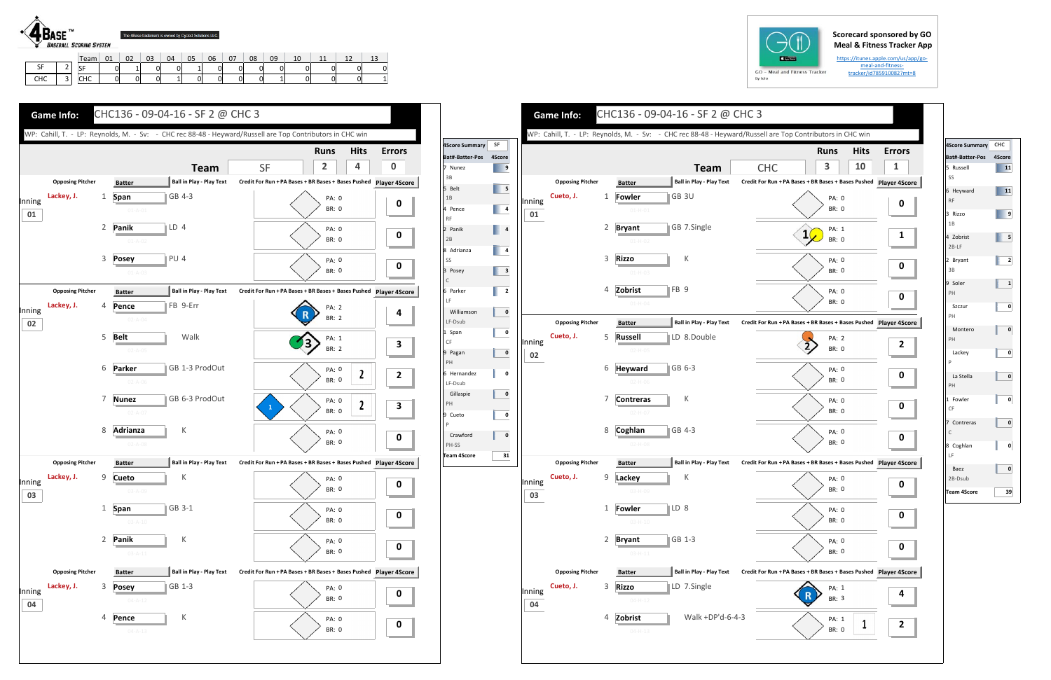4BASE™ BASEBALL SCORING SYSTEM

The 4Base trademark is owned by Cycled Solutions LLC

| | | Team | 01 | 02 | 03 | 04 | 05 | 06 | 07 | 08 | 09 | 10 | 11 | 12 | 13 |
|---|---|---|---|---|---|---|---|---|---|---|---|---|---|---|---|
| SF | 2 | SF | 0 | 1 | 0 | 0 | 1 | 0 | 0 | 0 | 0 | 0 | 0 | 0 | 0 |
| CHC | 3 | CHC | 0 | 0 | 0 | 1 | 0 | 0 | 0 | 0 | 1 | 0 | 0 | 0 | 1 |

Scorecard sponsored by GO Meal & Fitness Tracker App

https://itunes.apple.com/us/app/go-meal-and-fitness-tracker/id785910082?mt=8

GO - Meal and Fitness Tracker

## Game Info: CHC136 - 09-04-16 - SF 2 @ CHC 3

WP: Cahill, T. - LP: Reynolds, M. - Sv: - CHC rec 88-48 - Heyward/Russell are Top Contributors in CHC win

| Team | Runs | Hits | Errors |
|---|---|---|---|
| SF | 2 | 4 | 0 |

| Inning | Opposing Pitcher | # | Batter | Ball in Play - Play Text | PA | BR | Credit For Run + PA Bases + BR Bases + Bases Pushed | Player 4Score |
|---|---|---|---|---|---|---|---|---|
| 01 | Lackey, J. | 1 | Span | GB 4-3 | 0 | 0 | | 0 |
| | | 2 | Panik | LD 4 | 0 | 0 | | 0 |
| | | 3 | Posey | PU 4 | 0 | 0 | | 0 |
| 02 | Lackey, J. | 4 | Pence | FB 9-Err | 2 | 2 | R | 4 |
| | | 5 | Belt | Walk | 1 | 2 | 3 | 3 |
| | | 6 | Parker | GB 1-3 ProdOut | 0 | 0 | 2 | 2 |
| | | 7 | Nunez | GB 6-3 ProdOut | 0 | 0 | 1, 2 | 3 |
| | | 8 | Adrianza | K | 0 | 0 | | 0 |
| 03 | Lackey, J. | 9 | Cueto | K | 0 | 0 | | 0 |
| | | 1 | Span | GB 3-1 | 0 | 0 | | 0 |
| | | 2 | Panik | K | 0 | 0 | | 0 |
| 04 | Lackey, J. | 3 | Posey | GB 1-3 | 0 | 0 | | 0 |
| | | 4 | Pence | K | 0 | 0 | | 0 |

| 4Score Summary SF | |
|---|---|
| Bat#-Batter-Pos | 4Score |
| 7 Nunez 3B | 9 |
| 5 Belt 1B | 5 |
| 4 Pence RF | 4 |
| 2 Panik 2B | 4 |
| 8 Adrianza SS | 4 |
| 3 Posey C | 3 |
| 6 Parker LF | 2 |
| Williamson LF-Dsub | 0 |
| 1 Span CF | 0 |
| 9 Pagan PH | 0 |
| 6 Hernandez LF-Dsub | 0 |
| Gillaspie PH | 0 |
| 9 Cueto P | 0 |
| Crawford PH-SS | 0 |
| Team 4Score | 31 |

## Game Info: CHC136 - 09-04-16 - SF 2 @ CHC 3

WP: Cahill, T. - LP: Reynolds, M. - Sv: - CHC rec 88-48 - Heyward/Russell are Top Contributors in CHC win

| Team | Runs | Hits | Errors |
|---|---|---|---|
| CHC | 3 | 10 | 1 |

| Inning | Opposing Pitcher | # | Batter | Ball in Play - Play Text | PA | BR | Credit For Run + PA Bases + BR Bases + Bases Pushed | Player 4Score |
|---|---|---|---|---|---|---|---|---|
| 01 | Cueto, J. | 1 | Fowler | GB 3U | 0 | 0 | | 0 |
| | | 2 | Bryant | GB 7.Single | 1 | 0 | 1 | 1 |
| | | 3 | Rizzo | K | 0 | 0 | | 0 |
| | | 4 | Zobrist | FB 9 | 0 | 0 | | 0 |
| 02 | Cueto, J. | 5 | Russell | LD 8.Double | 2 | 0 | 2 | 2 |
| | | 6 | Heyward | GB 6-3 | 0 | 0 | | 0 |
| | | 7 | Contreras | K | 0 | 0 | | 0 |
| | | 8 | Coghlan | GB 4-3 | 0 | 0 | | 0 |
| 03 | Cueto, J. | 9 | Lackey | K | 0 | 0 | | 0 |
| | | 1 | Fowler | LD 8 | 0 | 0 | | 0 |
| | | 2 | Bryant | GB 1-3 | 0 | 0 | | 0 |
| 04 | Cueto, J. | 3 | Rizzo | LD 7.Single | 1 | 3 | R | 4 |
| | | 4 | Zobrist | Walk +DP'd-6-4-3 | 1 | 0 | 1 | 2 |

| 4Score Summary CHC | |
|---|---|
| Bat#-Batter-Pos | 4Score |
| 5 Russell SS | 11 |
| 6 Heyward RF | 11 |
| 3 Rizzo 1B | 9 |
| 4 Zobrist 2B-LF | 5 |
| 2 Bryant 3B | 2 |
| 9 Soler PH | 1 |
| Szczur PH | 0 |
| Montero PH | 0 |
| Lackey P | 0 |
| La Stella PH | 0 |
| 1 Fowler CF | 0 |
| 7 Contreras C | 0 |
| 8 Coghlan LF | 0 |
| Baez 2B-Dsub | 0 |
| Team 4Score | 39 |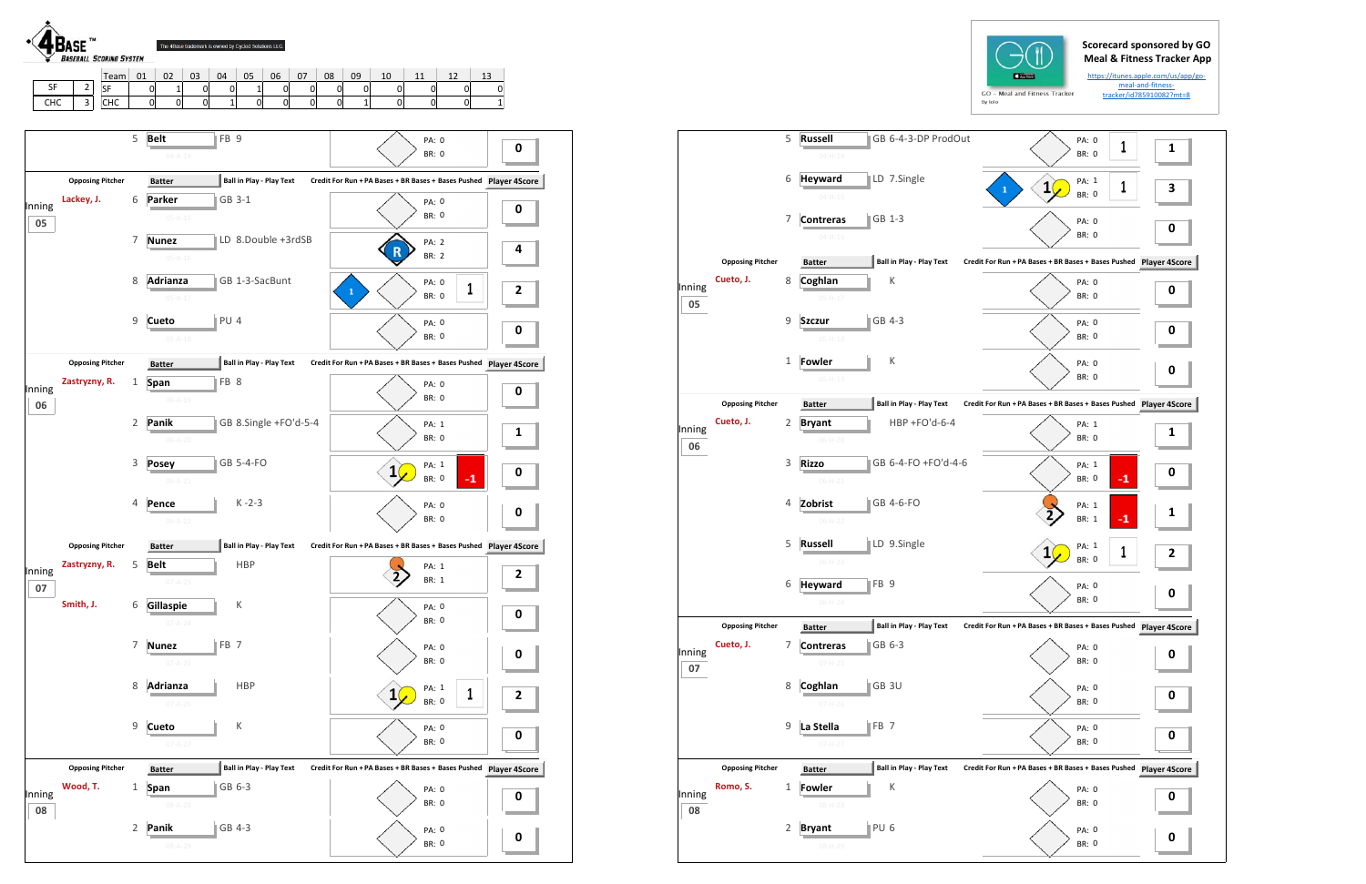**4BASE™ BASEBALL SCORING SYSTEM**

The 4Base trademark is owned by Cycled Solutions LLC

| Team | | | 01 | 02 | 03 | 04 | 05 | 06 | 07 | 08 | 09 | 10 | 11 | 12 | 13 |
|---|---|---|---|---|---|---|---|---|---|---|---|---|---|---|---|
| SF | 2 | SF | 0 | 1 | 0 | 0 | 1 | 0 | 0 | 0 | 0 | 0 | 0 | 0 | 0 |
| CHC | 3 | CHC | 0 | 0 | 0 | 1 | 0 | 0 | 0 | 0 | 1 | 0 | 0 | 0 | 1 |

Scorecard sponsored by GO Meal & Fitness Tracker App

GO - Meal and Fitness Tracker

https://itunes.apple.com/us/app/go-meal-and-fitness-tracker/id785910082?mt=8

## SF

| Inning | Opposing Pitcher | # | Batter | Ball in Play - Play Text | Credit For Run + PA Bases + BR Bases + Bases Pushed | Player 4Score |
|---|---|---|---|---|---|---|
| | | 5 | Belt | FB 9 | PA: 0 BR: 0 | 0 |
| 05 | Lackey, J. | 6 | Parker | GB 3-1 | PA: 0 BR: 0 | 0 |
| | | 7 | Nunez | LD 8.Double +3rdSB | R PA: 2 BR: 2 | 4 |
| | | 8 | Adrianza | GB 1-3-SacBunt | 1 PA: 0 BR: 0 1 | 2 |
| | | 9 | Cueto | PU 4 | PA: 0 BR: 0 | 0 |
| 06 | Zastryzny, R. | 1 | Span | FB 8 | PA: 0 BR: 0 | 0 |
| | | 2 | Panik | GB 8.Single +FO'd-5-4 | PA: 1 BR: 0 | 1 |
| | | 3 | Posey | GB 5-4-FO | 1 PA: 1 BR: 0 -1 | 0 |
| | | 4 | Pence | K -2-3 | PA: 0 BR: 0 | 0 |
| 07 | Zastryzny, R. | 5 | Belt | HBP | 2 PA: 1 BR: 1 | 2 |
| | Smith, J. | 6 | Gillaspie | K | PA: 0 BR: 0 | 0 |
| | | 7 | Nunez | FB 7 | PA: 0 BR: 0 | 0 |
| | | 8 | Adrianza | HBP | 1 PA: 1 BR: 0 1 | 2 |
| | | 9 | Cueto | K | PA: 0 BR: 0 | 0 |
| 08 | Wood, T. | 1 | Span | GB 6-3 | PA: 0 BR: 0 | 0 |
| | | 2 | Panik | GB 4-3 | PA: 0 BR: 0 | 0 |

## CHC

| Inning | Opposing Pitcher | # | Batter | Ball in Play - Play Text | Credit For Run + PA Bases + BR Bases + Bases Pushed | Player 4Score |
|---|---|---|---|---|---|---|
| | | 5 | Russell | GB 6-4-3-DP ProdOut | PA: 0 BR: 0 1 | 1 |
| | | 6 | Heyward | LD 7.Single | 1 1 PA: 1 BR: 0 1 | 3 |
| | | 7 | Contreras | GB 1-3 | PA: 0 BR: 0 | 0 |
| 05 | Cueto, J. | 8 | Coghlan | K | PA: 0 BR: 0 | 0 |
| | | 9 | Szczur | GB 4-3 | PA: 0 BR: 0 | 0 |
| | | 1 | Fowler | K | PA: 0 BR: 0 | 0 |
| 06 | Cueto, J. | 2 | Bryant | HBP +FO'd-6-4 | PA: 1 BR: 0 | 1 |
| | | 3 | Rizzo | GB 6-4-FO +FO'd-4-6 | PA: 1 BR: 0 -1 | 0 |
| | | 4 | Zobrist | GB 4-6-FO | 2 PA: 1 BR: 1 -1 | 1 |
| | | 5 | Russell | LD 9.Single | 1 PA: 1 BR: 0 1 | 2 |
| | | 6 | Heyward | FB 9 | PA: 0 BR: 0 | 0 |
| 07 | Cueto, J. | 7 | Contreras | GB 6-3 | PA: 0 BR: 0 | 0 |
| | | 8 | Coghlan | GB 3U | PA: 0 BR: 0 | 0 |
| | | 9 | La Stella | FB 7 | PA: 0 BR: 0 | 0 |
| 08 | Romo, S. | 1 | Fowler | K | PA: 0 BR: 0 | 0 |
| | | 2 | Bryant | PU 6 | PA: 0 BR: 0 | 0 |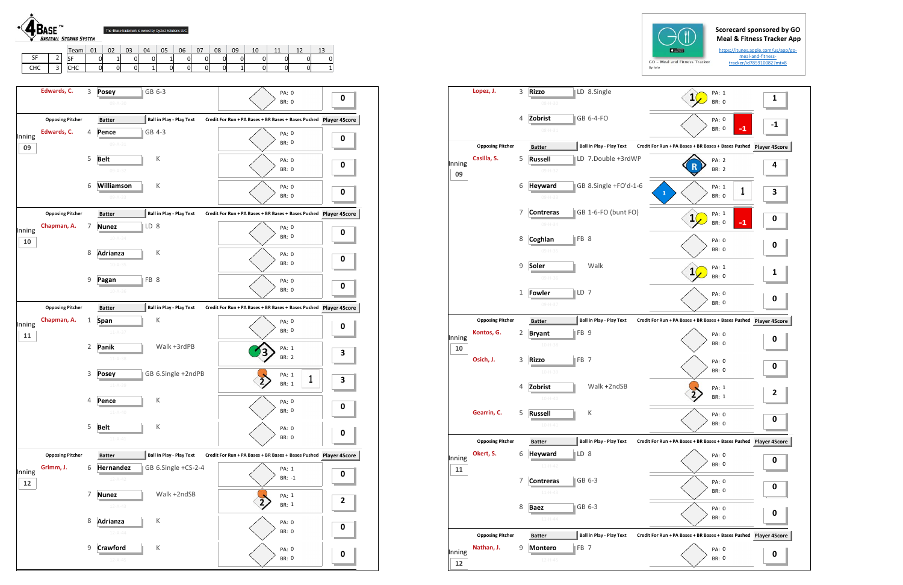4BASE™ BASEBALL SCORING SYSTEM

The 4Base trademark is owned by Cycled Solutions LLC

| | | Team | 01 | 02 | 03 | 04 | 05 | 06 | 07 | 08 | 09 | 10 | 11 | 12 | 13 |
|---|---|---|---|---|---|---|---|---|---|---|---|---|---|---|---|
| SF | 2 | SF | 0 | 1 | 0 | 0 | 1 | 0 | 0 | 0 | 0 | 0 | 0 | 0 | 0 |
| CHC | 3 | CHC | 0 | 0 | 0 | 1 | 0 | 0 | 0 | 0 | 1 | 0 | 0 | 0 | 1 |

Scorecard sponsored by GO Meal & Fitness Tracker App

https://itunes.apple.com/us/app/go-meal-and-fitness-tracker/id785910082?mt=8

## SF

| Inning | Opposing Pitcher | # | Batter | Ball in Play - Play Text | PA | BR | Player 4Score |
|---|---|---|---|---|---|---|---|
| | Edwards, C. | 3 | Posey | GB 6-3 | 0 | 0 | 0 |
| 09 | Edwards, C. | 4 | Pence | GB 4-3 | 0 | 0 | 0 |
| | | 5 | Belt | K | 0 | 0 | 0 |
| | | 6 | Williamson | K | 0 | 0 | 0 |
| 10 | Chapman, A. | 7 | Nunez | LD 8 | 0 | 0 | 0 |
| | | 8 | Adrianza | K | 0 | 0 | 0 |
| | | 9 | Pagan | FB 8 | 0 | 0 | 0 |
| 11 | Chapman, A. | 1 | Span | K | 0 | 0 | 0 |
| | | 2 | Panik | Walk +3rdPB | 1 | 2 | 3 |
| | | 3 | Posey | GB 6.Single +2ndPB | 1 | 1 | 3 |
| | | 4 | Pence | K | 0 | 0 | 0 |
| | | 5 | Belt | K | 0 | 0 | 0 |
| 12 | Grimm, J. | 6 | Hernandez | GB 6.Single +CS-2-4 | 1 | -1 | 0 |
| | | 7 | Nunez | Walk +2ndSB | 1 | 1 | 2 |
| | | 8 | Adrianza | K | 0 | 0 | 0 |
| | | 9 | Crawford | K | 0 | 0 | 0 |

## CHC

| Inning | Opposing Pitcher | # | Batter | Ball in Play - Play Text | PA | BR | Player 4Score |
|---|---|---|---|---|---|---|---|
| | Lopez, J. | 3 | Rizzo | LD 8.Single | 1 | 0 | 1 |
| | | 4 | Zobrist | GB 6-4-FO | 0 | 0 | -1 |
| 09 | Casilla, S. | 5 | Russell | LD 7.Double +3rdWP | 2 | 2 | 4 |
| | | 6 | Heyward | GB 8.Single +FO'd-1-6 | 1 | 0 | 3 |
| | | 7 | Contreras | GB 1-6-FO (bunt FO) | 1 | 0 | 0 |
| | | 8 | Coghlan | FB 8 | 0 | 0 | 0 |
| | | 9 | Soler | Walk | 1 | 0 | 1 |
| | | 1 | Fowler | LD 7 | 0 | 0 | 0 |
| 10 | Kontos, G. | 2 | Bryant | FB 9 | 0 | 0 | 0 |
| | Osich, J. | 3 | Rizzo | FB 7 | 0 | 0 | 0 |
| | | 4 | Zobrist | Walk +2ndSB | 1 | 1 | 2 |
| | Gearrin, C. | 5 | Russell | K | 0 | 0 | 0 |
| 11 | Okert, S. | 6 | Heyward | LD 8 | 0 | 0 | 0 |
| | | 7 | Contreras | GB 6-3 | 0 | 0 | 0 |
| | | 8 | Baez | GB 6-3 | 0 | 0 | 0 |
| 12 | Nathan, J. | 9 | Montero | FB 7 | 0 | 0 | 0 |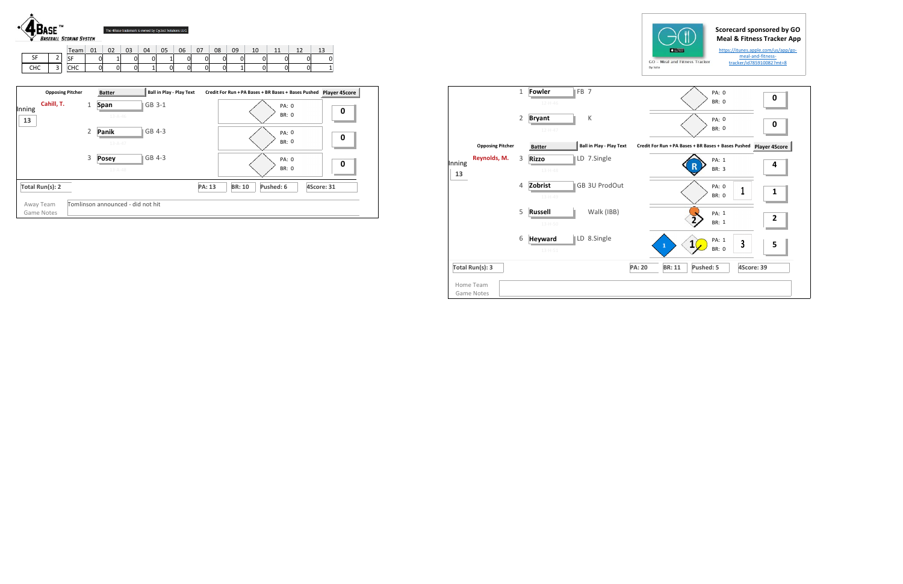4BASE™ BASEBALL SCORING SYSTEM

The 4Base trademark is owned by Cycled Solutions LLC

| | | Team | 01 | 02 | 03 | 04 | 05 | 06 | 07 | 08 | 09 | 10 | 11 | 12 | 13 |
|---|---|---|---|---|---|---|---|---|---|---|---|---|---|---|---|
| SF | 2 | SF | 0 | 1 | 0 | 0 | 1 | 0 | 0 | 0 | 0 | 0 | 0 | 0 | 0 |
| CHC | 3 | CHC | 0 | 0 | 0 | 1 | 0 | 0 | 0 | 0 | 1 | 0 | 0 | 0 | 1 |

Scorecard sponsored by GO Meal & Fitness Tracker App

https://itunes.apple.com/us/app/go-meal-and-fitness-tracker/id785910082?mt=8

GO - Meal and Fitness Tracker

## Away Team

Inning 13 — Opposing Pitcher: Cahill, T.

| | Batter | Ball in Play - Play Text | PA | BR | Player 4Score |
|---|---|---|---|---|---|
| 1 | Span | GB 3-1 | 0 | 0 | 0 |
| 2 | Panik | GB 4-3 | 0 | 0 | 0 |
| 3 | Posey | GB 4-3 | 0 | 0 | 0 |

Total Run(s): 2 | PA: 13 | BR: 10 | Pushed: 6 | 4Score: 31

Away Team Game Notes: Tomlinson announced - did not hit

## Home Team

| | Batter | Ball in Play - Play Text | Credit For Run + PA Bases + BR Bases + Bases Pushed | PA | BR | Player 4Score |
|---|---|---|---|---|---|---|
| 1 | Fowler | FB 7 | | 0 | 0 | 0 |
| 2 | Bryant | K | | 0 | 0 | 0 |

Inning 13 — Opposing Pitcher: Reynolds, M.

| | Batter | Ball in Play - Play Text | Credit For Run + PA Bases + BR Bases + Bases Pushed | PA | BR | Player 4Score |
|---|---|---|---|---|---|---|
| 3 | Rizzo | LD 7.Single | R | 1 | 3 | 4 |
| 4 | Zobrist | GB 3U ProdOut | 1 | 0 | 0 | 1 |
| 5 | Russell | Walk (IBB) | 2 | 1 | 1 | 2 |
| 6 | Heyward | LD 8.Single | 1, 1, 3 | 1 | 0 | 5 |

Total Run(s): 3 | PA: 20 | BR: 11 | Pushed: 5 | 4Score: 39

Home Team Game Notes: